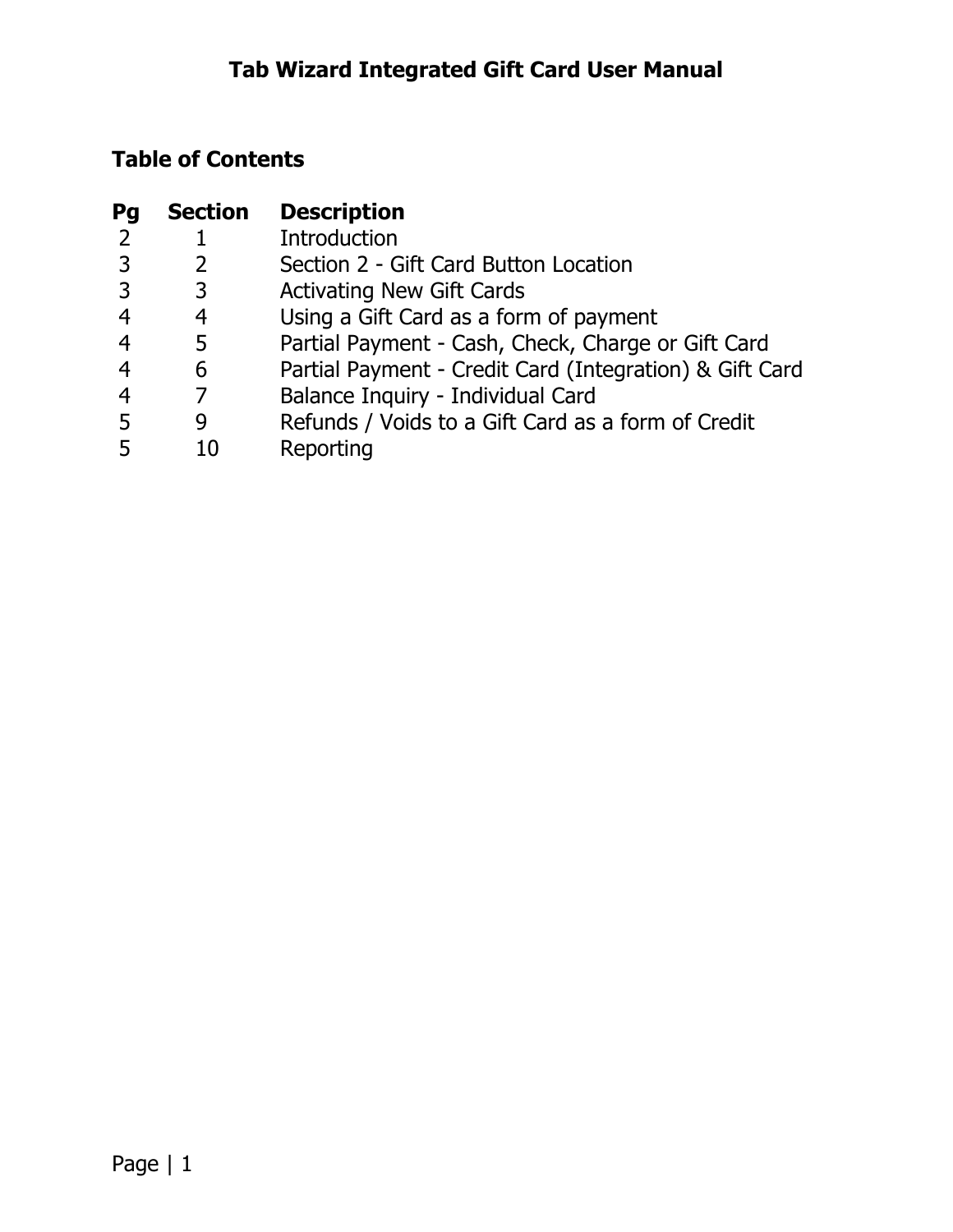# Tab Wizard Integrated Gift Card User Manual

## Table of Contents

| Pg | Section | Description |
|---|---|---|
| 2 | 1 | Introduction |
| 3 | 2 | Section 2 - Gift Card Button Location |
| 3 | 3 | Activating New Gift Cards |
| 4 | 4 | Using a Gift Card as a form of payment |
| 4 | 5 | Partial Payment - Cash, Check, Charge or Gift Card |
| 4 | 6 | Partial Payment - Credit Card (Integration) & Gift Card |
| 4 | 7 | Balance Inquiry - Individual Card |
| 5 | 9 | Refunds / Voids to a Gift Card as a form of Credit |
| 5 | 10 | Reporting |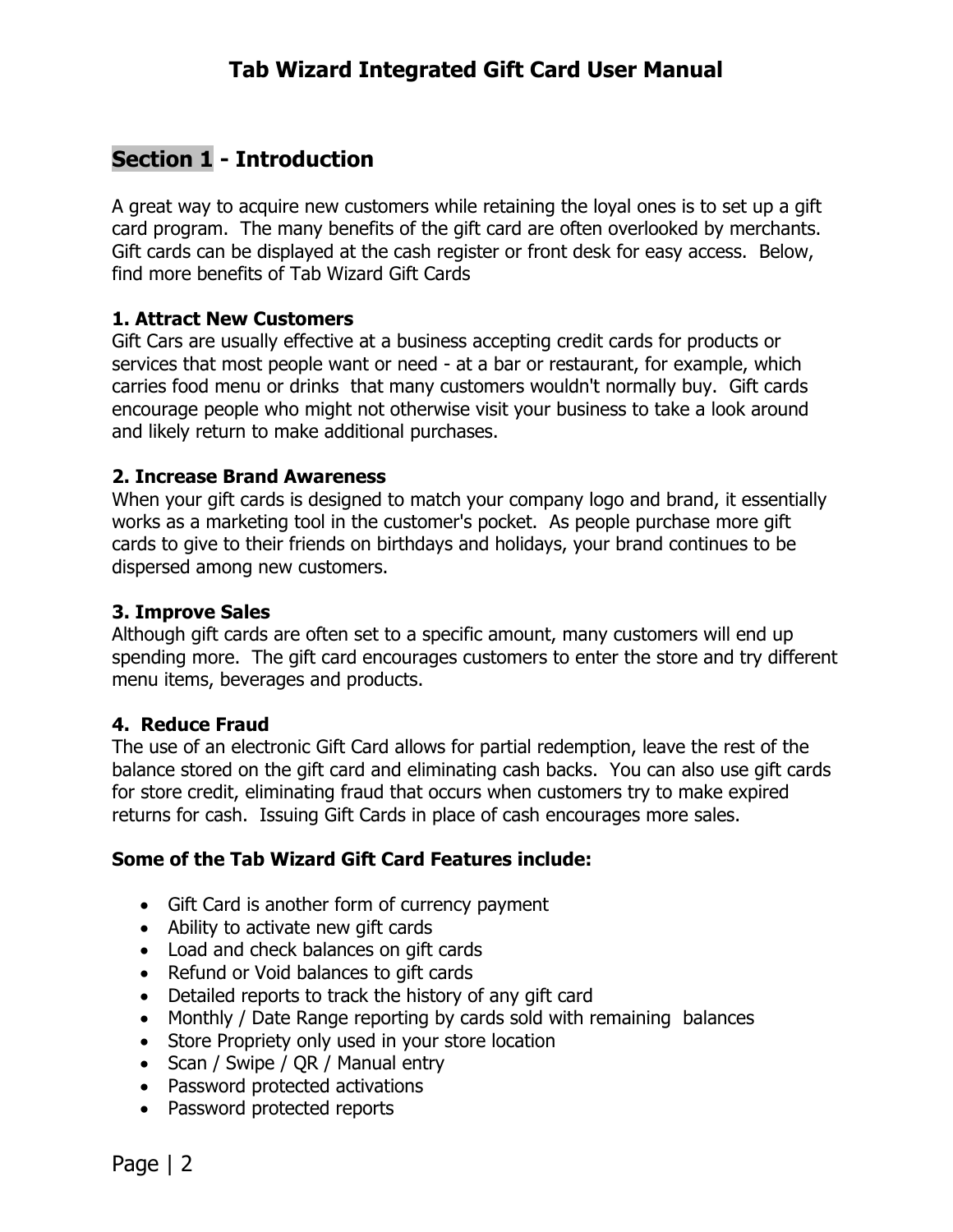## Section 1 - Introduction

A great way to acquire new customers while retaining the loyal ones is to set up a gift card program. The many benefits of the gift card are often overlooked by merchants. Gift cards can be displayed at the cash register or front desk for easy access. Below, find more benefits of Tab Wizard Gift Cards

**1. Attract New Customers**
Gift Cars are usually effective at a business accepting credit cards for products or services that most people want or need - at a bar or restaurant, for example, which carries food menu or drinks that many customers wouldn't normally buy. Gift cards encourage people who might not otherwise visit your business to take a look around and likely return to make additional purchases.

**2. Increase Brand Awareness**
When your gift cards is designed to match your company logo and brand, it essentially works as a marketing tool in the customer's pocket. As people purchase more gift cards to give to their friends on birthdays and holidays, your brand continues to be dispersed among new customers.

**3. Improve Sales**
Although gift cards are often set to a specific amount, many customers will end up spending more. The gift card encourages customers to enter the store and try different menu items, beverages and products.

**4. Reduce Fraud**
The use of an electronic Gift Card allows for partial redemption, leave the rest of the balance stored on the gift card and eliminating cash backs. You can also use gift cards for store credit, eliminating fraud that occurs when customers try to make expired returns for cash. Issuing Gift Cards in place of cash encourages more sales.

**Some of the Tab Wizard Gift Card Features include:**

- Gift Card is another form of currency payment
- Ability to activate new gift cards
- Load and check balances on gift cards
- Refund or Void balances to gift cards
- Detailed reports to track the history of any gift card
- Monthly / Date Range reporting by cards sold with remaining balances
- Store Propriety only used in your store location
- Scan / Swipe / QR / Manual entry
- Password protected activations
- Password protected reports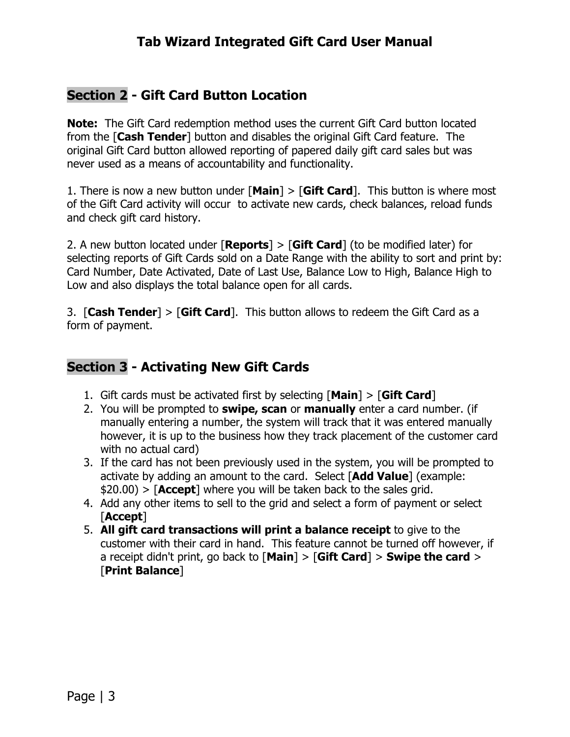## Section 2 - Gift Card Button Location

**Note:** The Gift Card redemption method uses the current Gift Card button located from the [**Cash Tender**] button and disables the original Gift Card feature. The original Gift Card button allowed reporting of papered daily gift card sales but was never used as a means of accountability and functionality.

1. There is now a new button under [**Main**] > [**Gift Card**]. This button is where most of the Gift Card activity will occur to activate new cards, check balances, reload funds and check gift card history.

2. A new button located under [**Reports**] > [**Gift Card**] (to be modified later) for selecting reports of Gift Cards sold on a Date Range with the ability to sort and print by: Card Number, Date Activated, Date of Last Use, Balance Low to High, Balance High to Low and also displays the total balance open for all cards.

3. [**Cash Tender**] > [**Gift Card**]. This button allows to redeem the Gift Card as a form of payment.

## Section 3 - Activating New Gift Cards

1. Gift cards must be activated first by selecting [**Main**] > [**Gift Card**]
2. You will be prompted to **swipe, scan** or **manually** enter a card number. (if manually entering a number, the system will track that it was entered manually however, it is up to the business how they track placement of the customer card with no actual card)
3. If the card has not been previously used in the system, you will be prompted to activate by adding an amount to the card. Select [**Add Value**] (example: $20.00) > [**Accept**] where you will be taken back to the sales grid.
4. Add any other items to sell to the grid and select a form of payment or select [**Accept**]
5. **All gift card transactions will print a balance receipt** to give to the customer with their card in hand. This feature cannot be turned off however, if a receipt didn't print, go back to [**Main**] > [**Gift Card**] > **Swipe the card** > [**Print Balance**]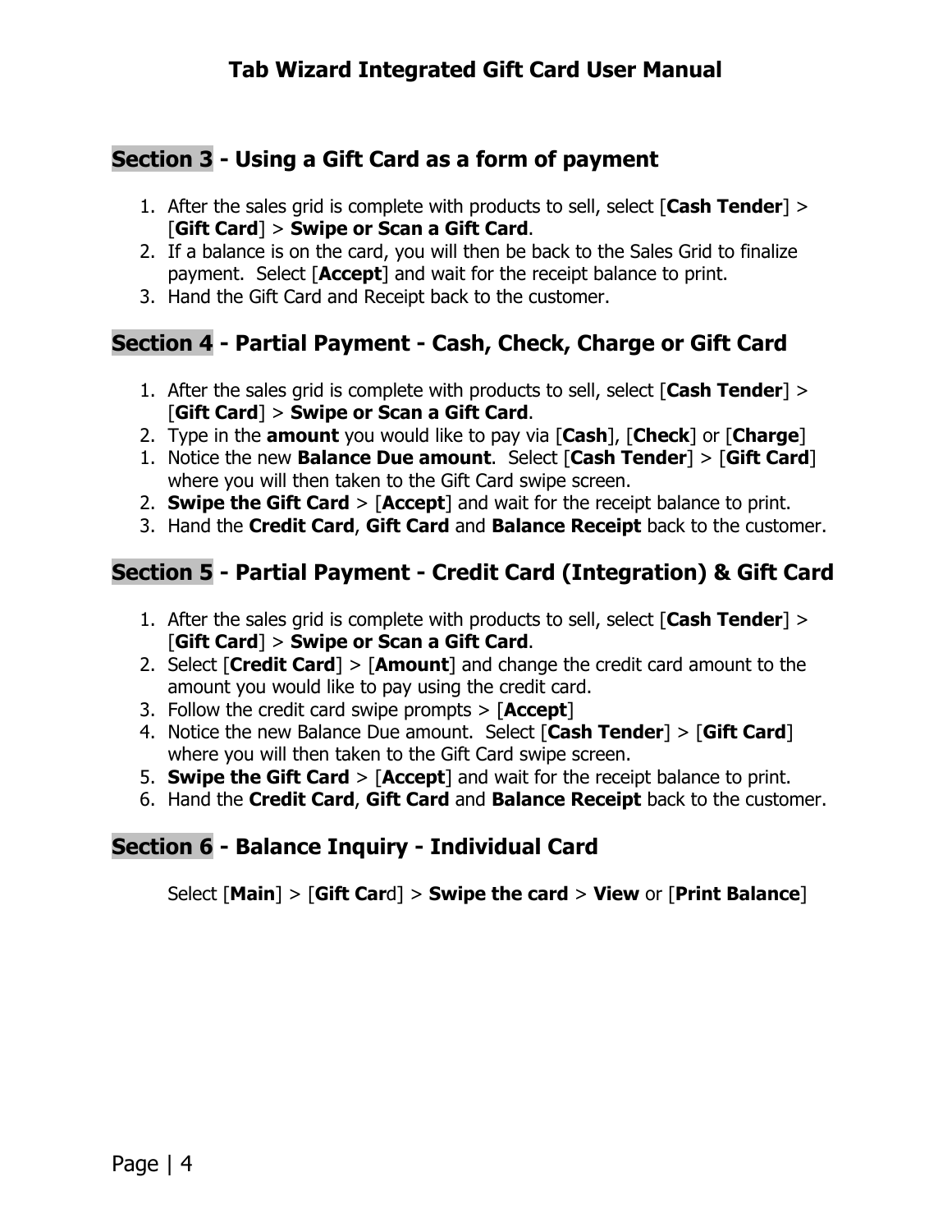## Section 3 - Using a Gift Card as a form of payment

1. After the sales grid is complete with products to sell, select [**Cash Tender**] > [**Gift Card**] > **Swipe or Scan a Gift Card**.
2. If a balance is on the card, you will then be back to the Sales Grid to finalize payment. Select [**Accept**] and wait for the receipt balance to print.
3. Hand the Gift Card and Receipt back to the customer.

## Section 4 - Partial Payment - Cash, Check, Charge or Gift Card

1. After the sales grid is complete with products to sell, select [**Cash Tender**] > [**Gift Card**] > **Swipe or Scan a Gift Card**.
2. Type in the **amount** you would like to pay via [**Cash**], [**Check**] or [**Charge**]
1. Notice the new **Balance Due amount**. Select [**Cash Tender**] > [**Gift Card**] where you will then taken to the Gift Card swipe screen.
2. **Swipe the Gift Card** > [**Accept**] and wait for the receipt balance to print.
3. Hand the **Credit Card**, **Gift Card** and **Balance Receipt** back to the customer.

## Section 5 - Partial Payment - Credit Card (Integration) & Gift Card

1. After the sales grid is complete with products to sell, select [**Cash Tender**] > [**Gift Card**] > **Swipe or Scan a Gift Card**.
2. Select [**Credit Card**] > [**Amount**] and change the credit card amount to the amount you would like to pay using the credit card.
3. Follow the credit card swipe prompts > [**Accept**]
4. Notice the new Balance Due amount. Select [**Cash Tender**] > [**Gift Card**] where you will then taken to the Gift Card swipe screen.
5. **Swipe the Gift Card** > [**Accept**] and wait for the receipt balance to print.
6. Hand the **Credit Card**, **Gift Card** and **Balance Receipt** back to the customer.

## Section 6 - Balance Inquiry - Individual Card

Select [**Main**] > [**Gift Car**d] > **Swipe the card** > **View** or [**Print Balance**]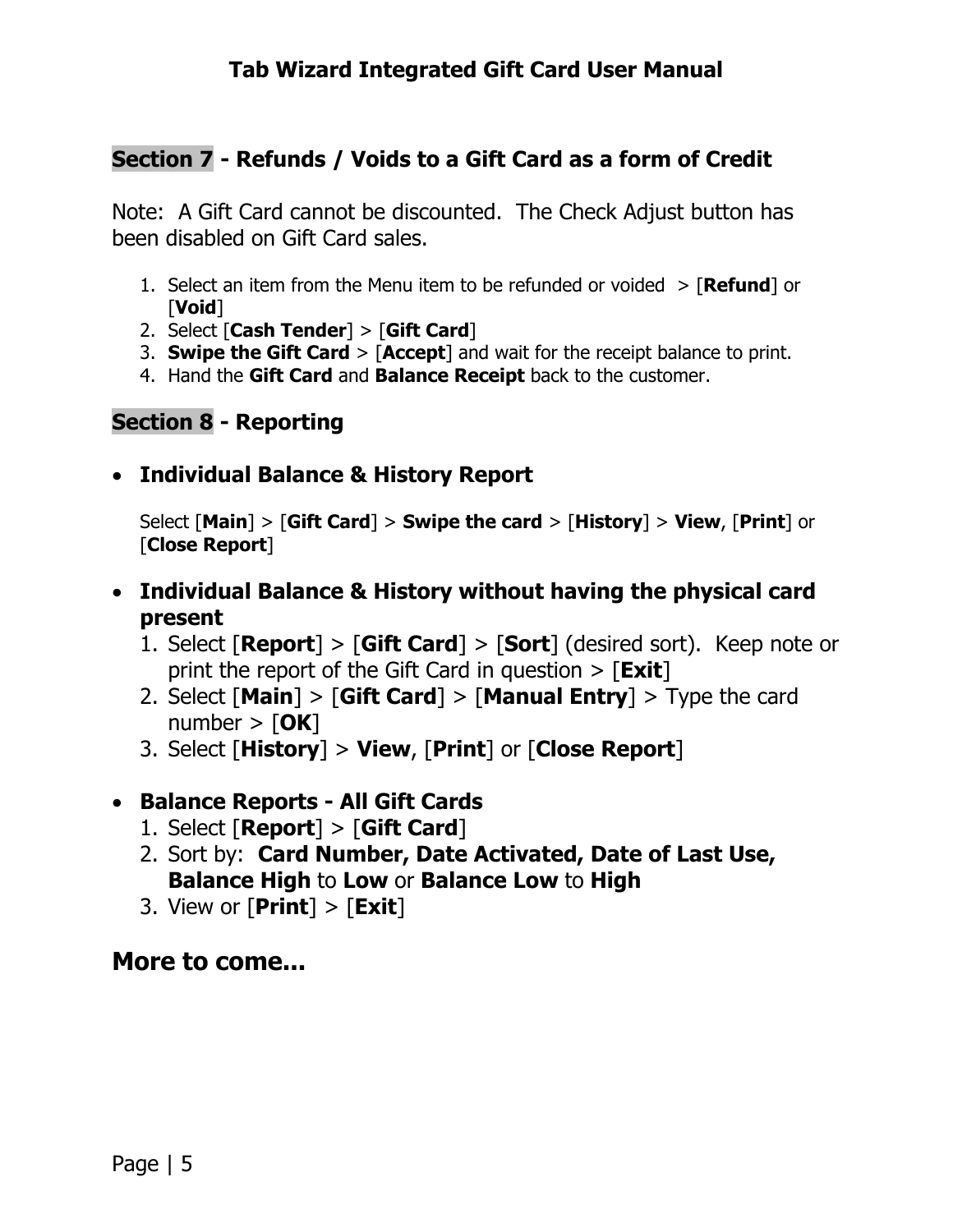## Section 7 - Refunds / Voids to a Gift Card as a form of Credit

Note: A Gift Card cannot be discounted. The Check Adjust button has been disabled on Gift Card sales.

1. Select an item from the Menu item to be refunded or voided > [**Refund**] or [**Void**]
2. Select [**Cash Tender**] > [**Gift Card**]
3. **Swipe the Gift Card** > [**Accept**] and wait for the receipt balance to print.
4. Hand the **Gift Card** and **Balance Receipt** back to the customer.

## Section 8 - Reporting

- **Individual Balance & History Report**

  Select [**Main**] > [**Gift Card**] > **Swipe the card** > [**History**] > **View**, [**Print**] or [**Close Report**]

- **Individual Balance & History without having the physical card present**
  1. Select [**Report**] > [**Gift Card**] > [**Sort**] (desired sort). Keep note or print the report of the Gift Card in question > [**Exit**]
  2. Select [**Main**] > [**Gift Card**] > [**Manual Entry**] > Type the card number > [**OK**]
  3. Select [**History**] > **View**, [**Print**] or [**Close Report**]

- **Balance Reports - All Gift Cards**
  1. Select [**Report**] > [**Gift Card**]
  2. Sort by: **Card Number, Date Activated, Date of Last Use, Balance High** to **Low** or **Balance Low** to **High**
  3. View or [**Print**] > [**Exit**]

## More to come...